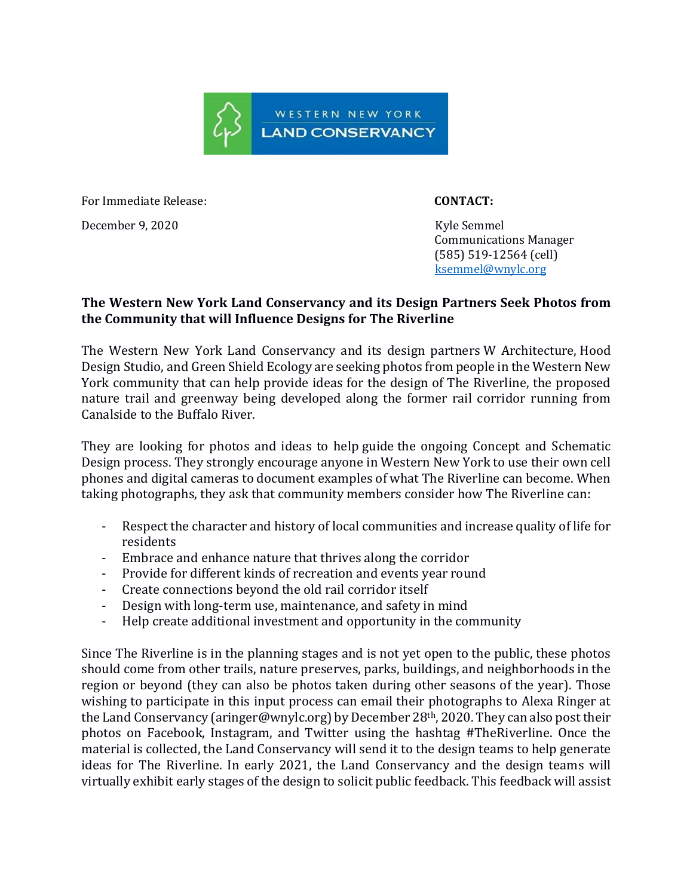WESTERN NEW YORK LAND CONSERVANCY

For Immediate Release:

December 9, 2020

**CONTACT:**

Kyle Semmel
Communications Manager
(585) 519-12564 (cell)
ksemmel@wnylc.org

**The Western New York Land Conservancy and its Design Partners Seek Photos from the Community that will Influence Designs for The Riverline**

The Western New York Land Conservancy and its design partners W Architecture, Hood Design Studio, and Green Shield Ecology are seeking photos from people in the Western New York community that can help provide ideas for the design of The Riverline, the proposed nature trail and greenway being developed along the former rail corridor running from Canalside to the Buffalo River.

They are looking for photos and ideas to help guide the ongoing Concept and Schematic Design process. They strongly encourage anyone in Western New York to use their own cell phones and digital cameras to document examples of what The Riverline can become. When taking photographs, they ask that community members consider how The Riverline can:

- Respect the character and history of local communities and increase quality of life for residents
- Embrace and enhance nature that thrives along the corridor
- Provide for different kinds of recreation and events year round
- Create connections beyond the old rail corridor itself
- Design with long-term use, maintenance, and safety in mind
- Help create additional investment and opportunity in the community

Since The Riverline is in the planning stages and is not yet open to the public, these photos should come from other trails, nature preserves, parks, buildings, and neighborhoods in the region or beyond (they can also be photos taken during other seasons of the year). Those wishing to participate in this input process can email their photographs to Alexa Ringer at the Land Conservancy (aringer@wnylc.org) by December 28th, 2020. They can also post their photos on Facebook, Instagram, and Twitter using the hashtag #TheRiverline. Once the material is collected, the Land Conservancy will send it to the design teams to help generate ideas for The Riverline. In early 2021, the Land Conservancy and the design teams will virtually exhibit early stages of the design to solicit public feedback. This feedback will assist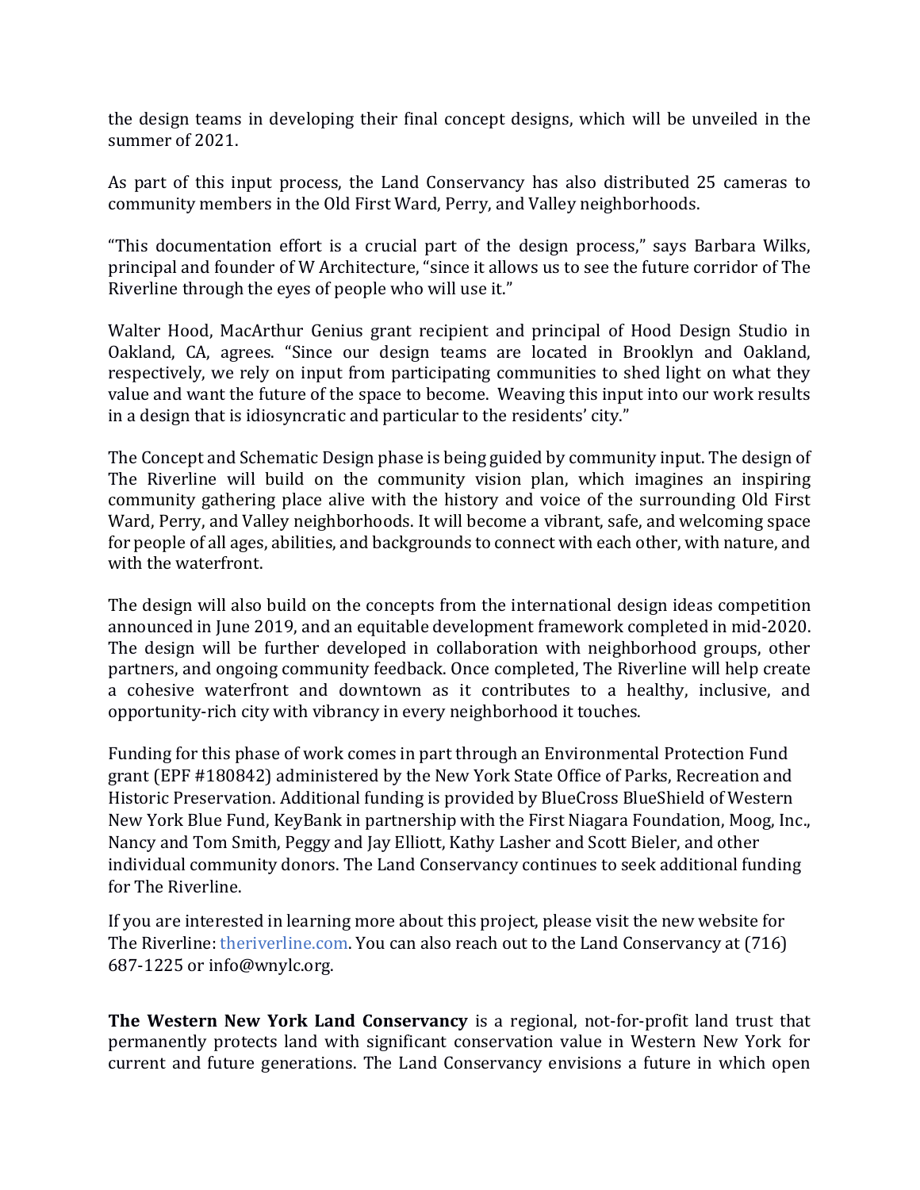the design teams in developing their final concept designs, which will be unveiled in the summer of 2021.

As part of this input process, the Land Conservancy has also distributed 25 cameras to community members in the Old First Ward, Perry, and Valley neighborhoods.

"This documentation effort is a crucial part of the design process," says Barbara Wilks, principal and founder of W Architecture, "since it allows us to see the future corridor of The Riverline through the eyes of people who will use it."

Walter Hood, MacArthur Genius grant recipient and principal of Hood Design Studio in Oakland, CA, agrees. "Since our design teams are located in Brooklyn and Oakland, respectively, we rely on input from participating communities to shed light on what they value and want the future of the space to become. Weaving this input into our work results in a design that is idiosyncratic and particular to the residents' city."

The Concept and Schematic Design phase is being guided by community input. The design of The Riverline will build on the community vision plan, which imagines an inspiring community gathering place alive with the history and voice of the surrounding Old First Ward, Perry, and Valley neighborhoods. It will become a vibrant, safe, and welcoming space for people of all ages, abilities, and backgrounds to connect with each other, with nature, and with the waterfront.

The design will also build on the concepts from the international design ideas competition announced in June 2019, and an equitable development framework completed in mid-2020. The design will be further developed in collaboration with neighborhood groups, other partners, and ongoing community feedback. Once completed, The Riverline will help create a cohesive waterfront and downtown as it contributes to a healthy, inclusive, and opportunity-rich city with vibrancy in every neighborhood it touches.

Funding for this phase of work comes in part through an Environmental Protection Fund grant (EPF #180842) administered by the New York State Office of Parks, Recreation and Historic Preservation. Additional funding is provided by BlueCross BlueShield of Western New York Blue Fund, KeyBank in partnership with the First Niagara Foundation, Moog, Inc., Nancy and Tom Smith, Peggy and Jay Elliott, Kathy Lasher and Scott Bieler, and other individual community donors. The Land Conservancy continues to seek additional funding for The Riverline.

If you are interested in learning more about this project, please visit the new website for The Riverline: theriverline.com. You can also reach out to the Land Conservancy at (716) 687-1225 or info@wnylc.org.

**The Western New York Land Conservancy** is a regional, not-for-profit land trust that permanently protects land with significant conservation value in Western New York for current and future generations. The Land Conservancy envisions a future in which open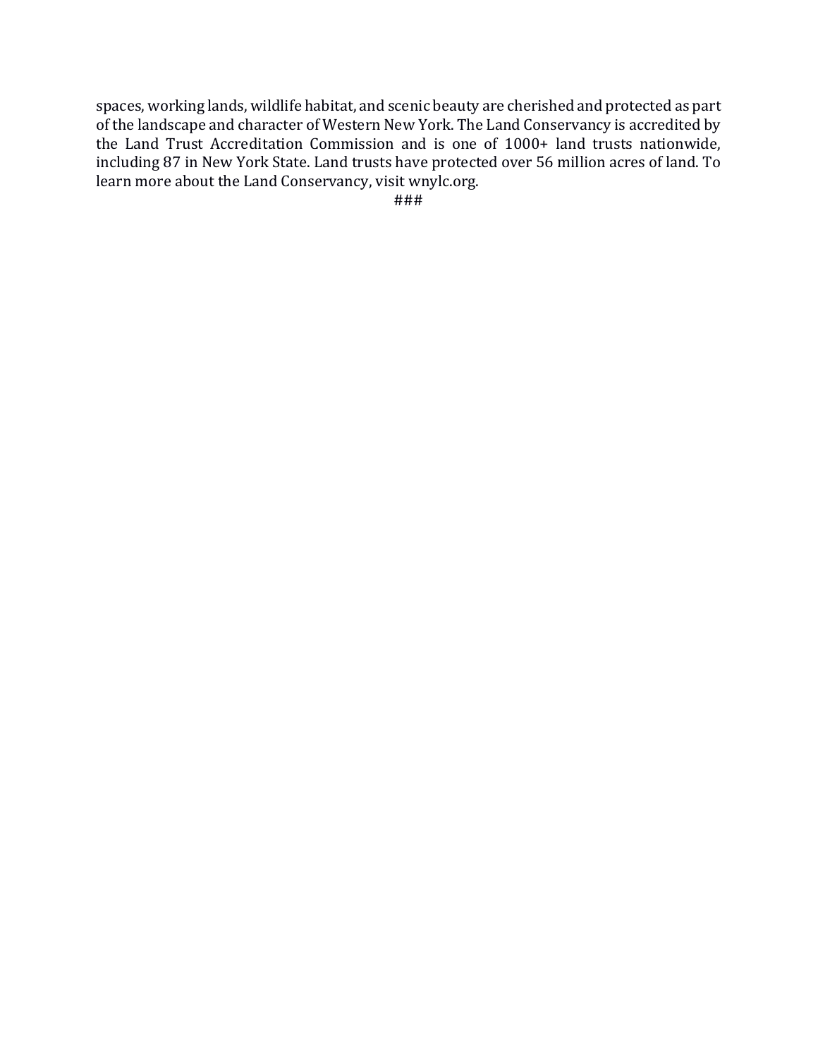spaces, working lands, wildlife habitat, and scenic beauty are cherished and protected as part of the landscape and character of Western New York. The Land Conservancy is accredited by the Land Trust Accreditation Commission and is one of 1000+ land trusts nationwide, including 87 in New York State. Land trusts have protected over 56 million acres of land. To learn more about the Land Conservancy, visit wnylc.org.

###